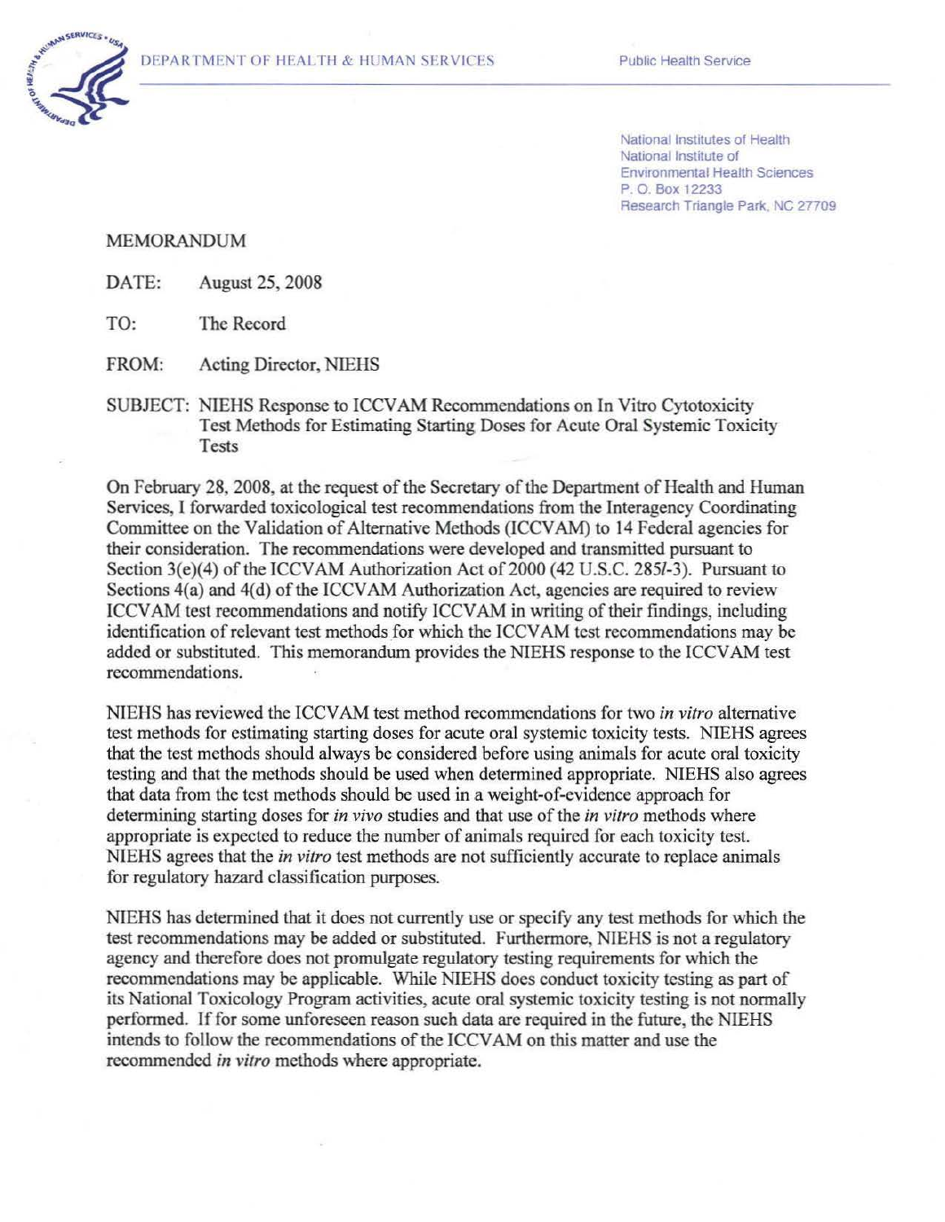DEPARTMENT OF HEALTH & HUMAN SERVICES

Public Health Service

National Institutes of Health
National Institute of
Environmental Health Sciences
P. O. Box 12233
Research Triangle Park, NC 27709

MEMORANDUM

DATE: August 25, 2008

TO: The Record

FROM: Acting Director, NIEHS

SUBJECT: NIEHS Response to ICCVAM Recommendations on In Vitro Cytotoxicity Test Methods for Estimating Starting Doses for Acute Oral Systemic Toxicity Tests

On February 28, 2008, at the request of the Secretary of the Department of Health and Human Services, I forwarded toxicological test recommendations from the Interagency Coordinating Committee on the Validation of Alternative Methods (ICCVAM) to 14 Federal agencies for their consideration. The recommendations were developed and transmitted pursuant to Section 3(e)(4) of the ICCVAM Authorization Act of 2000 (42 U.S.C. 285*l*-3). Pursuant to Sections 4(a) and 4(d) of the ICCVAM Authorization Act, agencies are required to review ICCVAM test recommendations and notify ICCVAM in writing of their findings, including identification of relevant test methods for which the ICCVAM test recommendations may be added or substituted. This memorandum provides the NIEHS response to the ICCVAM test recommendations.

NIEHS has reviewed the ICCVAM test method recommendations for two *in vitro* alternative test methods for estimating starting doses for acute oral systemic toxicity tests. NIEHS agrees that the test methods should always be considered before using animals for acute oral toxicity testing and that the methods should be used when determined appropriate. NIEHS also agrees that data from the test methods should be used in a weight-of-evidence approach for determining starting doses for *in vivo* studies and that use of the *in vitro* methods where appropriate is expected to reduce the number of animals required for each toxicity test. NIEHS agrees that the *in vitro* test methods are not sufficiently accurate to replace animals for regulatory hazard classification purposes.

NIEHS has determined that it does not currently use or specify any test methods for which the test recommendations may be added or substituted. Furthermore, NIEHS is not a regulatory agency and therefore does not promulgate regulatory testing requirements for which the recommendations may be applicable. While NIEHS does conduct toxicity testing as part of its National Toxicology Program activities, acute oral systemic toxicity testing is not normally performed. If for some unforeseen reason such data are required in the future, the NIEHS intends to follow the recommendations of the ICCVAM on this matter and use the recommended *in vitro* methods where appropriate.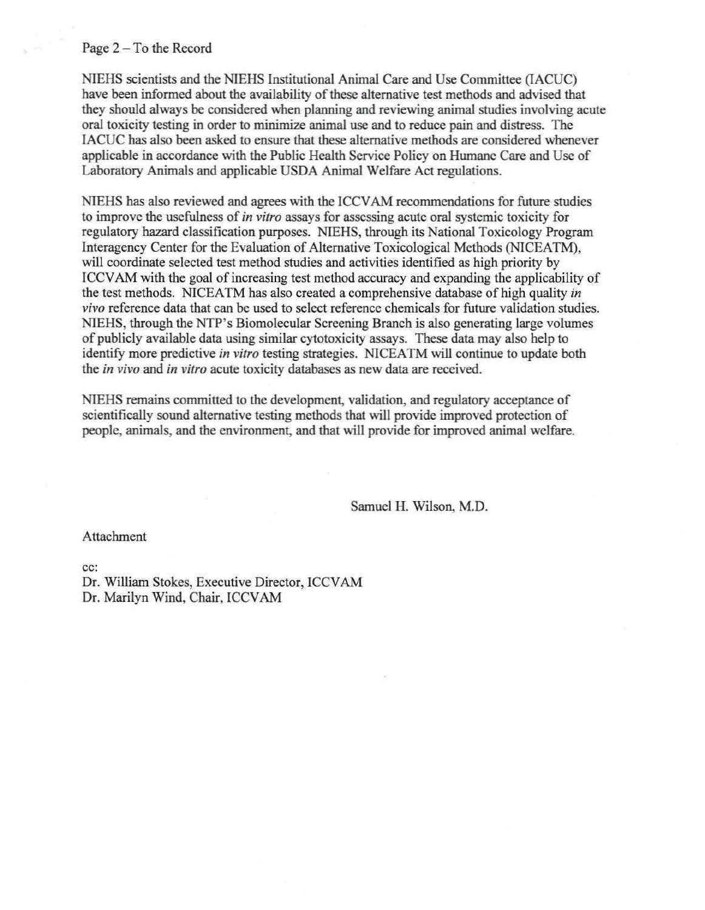NIEHS scientists and the NIEHS Institutional Animal Care and Use Committee (IACUC) have been informed about the availability of these alternative test methods and advised that they should always be considered when planning and reviewing animal studies involving acute oral toxicity testing in order to minimize animal use and to reduce pain and distress. The IACUC has also been asked to ensure that these alternative methods are considered whenever applicable in accordance with the Public Health Service Policy on Humane Care and Use of Laboratory Animals and applicable USDA Animal Welfare Act regulations.

NIEHS has also reviewed and agrees with the ICCVAM recommendations for future studies to improve the usefulness of *in vitro* assays for assessing acute oral systemic toxicity for regulatory hazard classification purposes. NIEHS, through its National Toxicology Program Interagency Center for the Evaluation of Alternative Toxicological Methods (NICEATM), will coordinate selected test method studies and activities identified as high priority by ICCVAM with the goal of increasing test method accuracy and expanding the applicability of the test methods. NICEATM has also created a comprehensive database of high quality *in vivo* reference data that can be used to select reference chemicals for future validation studies. NIEHS, through the NTP's Biomolecular Screening Branch is also generating large volumes of publicly available data using similar cytotoxicity assays. These data may also help to identify more predictive *in vitro* testing strategies. NICEATM will continue to update both the *in vivo* and *in vitro* acute toxicity databases as new data are received.

NIEHS remains committed to the development, validation, and regulatory acceptance of scientifically sound alternative testing methods that will provide improved protection of people, animals, and the environment, and that will provide for improved animal welfare.

Samuel H. Wilson, M.D.

Attachment

cc:
Dr. William Stokes, Executive Director, ICCVAM
Dr. Marilyn Wind, Chair, ICCVAM